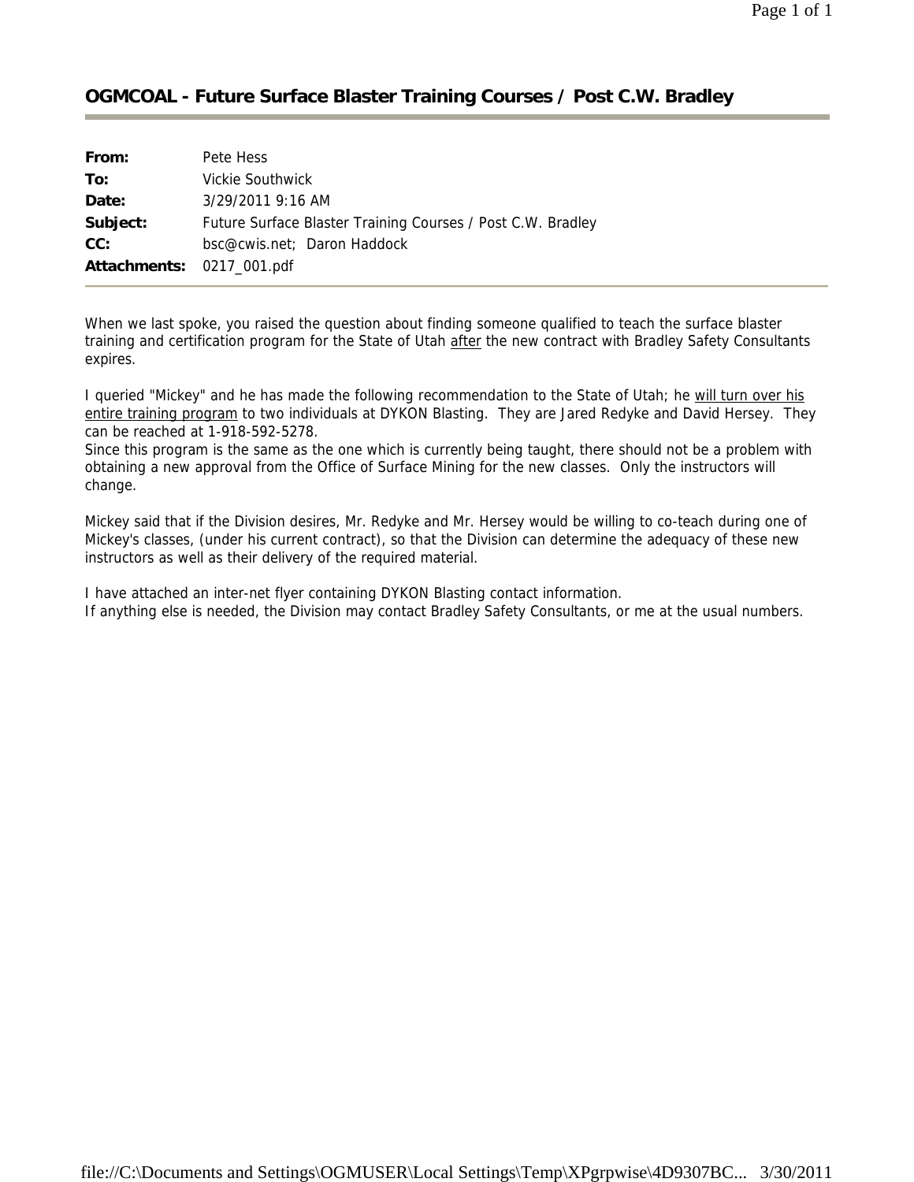## OGMCOAL - Future Surface Blaster Training Courses / Post C.W. Bradley

| | |
|---|---|
| **From:** | Pete Hess |
| **To:** | Vickie Southwick |
| **Date:** | 3/29/2011 9:16 AM |
| **Subject:** | Future Surface Blaster Training Courses / Post C.W. Bradley |
| **CC:** | bsc@cwis.net; Daron Haddock |
| **Attachments:** | 0217_001.pdf |

When we last spoke, you raised the question about finding someone qualified to teach the surface blaster training and certification program for the State of Utah <u>after</u> the new contract with Bradley Safety Consultants expires.

I queried "Mickey" and he has made the following recommendation to the State of Utah; he <u>will turn over his entire training program</u> to two individuals at DYKON Blasting. They are Jared Redyke and David Hersey. They can be reached at 1-918-592-5278.
Since this program is the same as the one which is currently being taught, there should not be a problem with obtaining a new approval from the Office of Surface Mining for the new classes. Only the instructors will change.

Mickey said that if the Division desires, Mr. Redyke and Mr. Hersey would be willing to co-teach during one of Mickey's classes, (under his current contract), so that the Division can determine the adequacy of these new instructors as well as their delivery of the required material.

I have attached an inter-net flyer containing DYKON Blasting contact information.
If anything else is needed, the Division may contact Bradley Safety Consultants, or me at the usual numbers.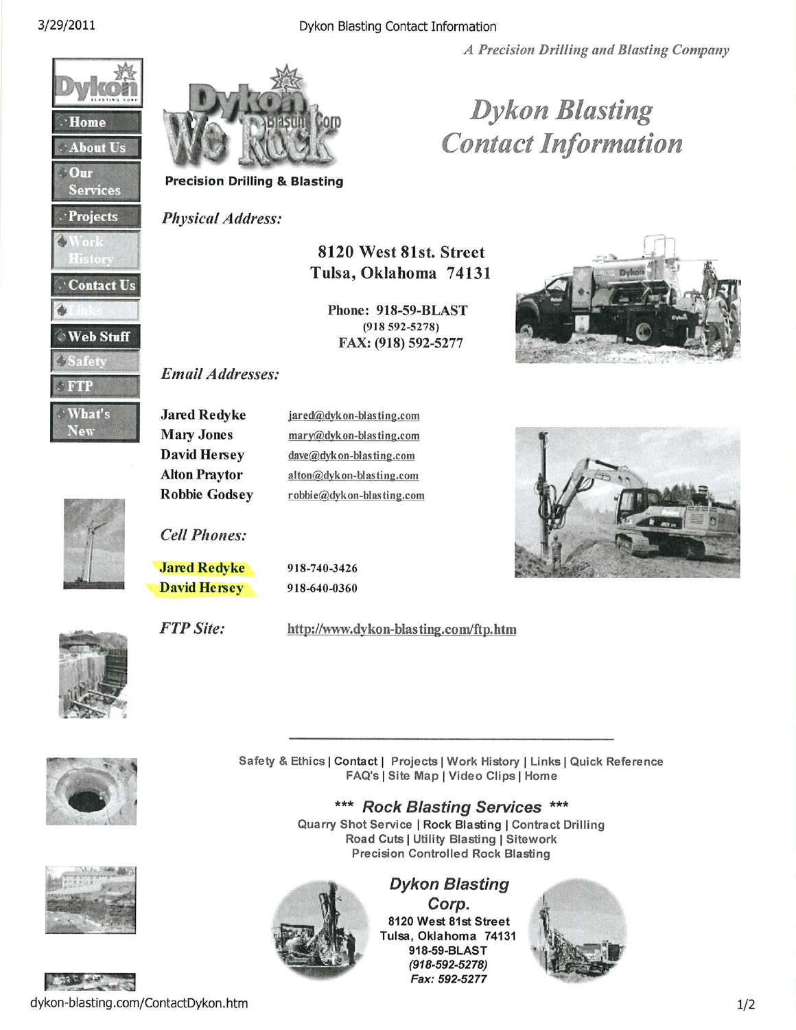*A Precision Drilling and Blasting Company*

- Home
- About Us
- Our Services
- Projects
- Work History
- Contact Us
- Links
- Web Stuff
- Safety
- FTP
- What's New

Dykon We Rock Blasting Corp

**Precision Drilling & Blasting**

# Dykon Blasting Contact Information

### *Physical Address:*

**8120 West 81st. Street**
**Tulsa, Oklahoma 74131**

**Phone: 918-59-BLAST**
(918 592-5278)
**FAX: (918) 592-5277**

### *Email Addresses:*

| | |
|---|---|
| **Jared Redyke** | jared@dykon-blasting.com |
| **Mary Jones** | mary@dykon-blasting.com |
| **David Hersey** | dave@dykon-blasting.com |
| **Alton Praytor** | alton@dykon-blasting.com |
| **Robbie Godsey** | robbie@dykon-blasting.com |

### *Cell Phones:*

| | |
|---|---|
| **Jared Redyke** | 918-740-3426 |
| **David Hersey** | 918-640-0360 |

### *FTP Site:*

http://www.dykon-blasting.com/ftp.htm

---

Safety & Ethics | Contact | Projects | Work History | Links | Quick Reference
FAQ's | Site Map | Video Clips | Home

*** *Rock Blasting Services* ***

Quarry Shot Service | Rock Blasting | Contract Drilling
Road Cuts | Utility Blasting | Sitework
Precision Controlled Rock Blasting

***Dykon Blasting Corp.***
**8120 West 81st Street**
**Tulsa, Oklahoma 74131**
**918-59-BLAST**
***(918-592-5278)***
***Fax: 592-5277***